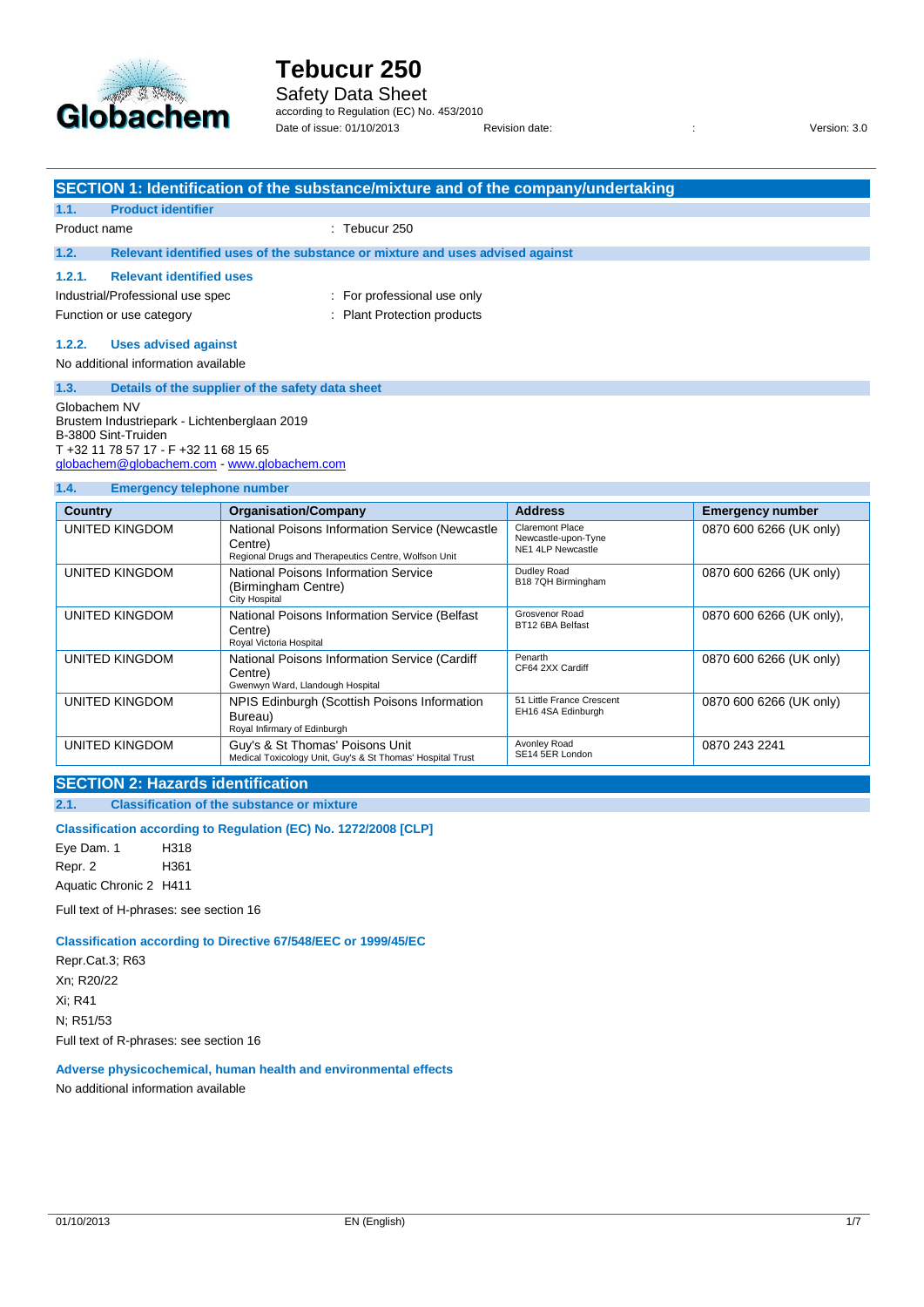# Tebucur 250

Safety Data Sheet
according to Regulation (EC) No. 453/2010
Date of issue: 01/10/2013 Revision date: : Version: 3.0

## SECTION 1: Identification of the substance/mixture and of the company/undertaking

### 1.1. Product identifier

Product name : Tebucur 250

### 1.2. Relevant identified uses of the substance or mixture and uses advised against

#### 1.2.1. Relevant identified uses

Industrial/Professional use spec : For professional use only

Function or use category : Plant Protection products

#### 1.2.2. Uses advised against

No additional information available

### 1.3. Details of the supplier of the safety data sheet

Globachem NV
Brustem Industriepark - Lichtenberglaan 2019
B-3800 Sint-Truiden
T +32 11 78 57 17 - F +32 11 68 15 65
globachem@globachem.com - www.globachem.com

### 1.4. Emergency telephone number

| Country | Organisation/Company | Address | Emergency number |
|---|---|---|---|
| UNITED KINGDOM | National Poisons Information Service (Newcastle Centre) Regional Drugs and Therapeutics Centre, Wolfson Unit | Claremont Place Newcastle-upon-Tyne NE1 4LP Newcastle | 0870 600 6266 (UK only) |
| UNITED KINGDOM | National Poisons Information Service (Birmingham Centre) City Hospital | Dudley Road B18 7QH Birmingham | 0870 600 6266 (UK only) |
| UNITED KINGDOM | National Poisons Information Service (Belfast Centre) Royal Victoria Hospital | Grosvenor Road BT12 6BA Belfast | 0870 600 6266 (UK only), |
| UNITED KINGDOM | National Poisons Information Service (Cardiff Centre) Gwenwyn Ward, Llandough Hospital | Penarth CF64 2XX Cardiff | 0870 600 6266 (UK only) |
| UNITED KINGDOM | NPIS Edinburgh (Scottish Poisons Information Bureau) Royal Infirmary of Edinburgh | 51 Little France Crescent EH16 4SA Edinburgh | 0870 600 6266 (UK only) |
| UNITED KINGDOM | Guy's & St Thomas' Poisons Unit Medical Toxicology Unit, Guy's & St Thomas' Hospital Trust | Avonley Road SE14 5ER London | 0870 243 2241 |

## SECTION 2: Hazards identification

### 2.1. Classification of the substance or mixture

**Classification according to Regulation (EC) No. 1272/2008 [CLP]**

Eye Dam. 1 H318
Repr. 2 H361
Aquatic Chronic 2 H411

Full text of H-phrases: see section 16

**Classification according to Directive 67/548/EEC or 1999/45/EC**

Repr.Cat.3; R63
Xn; R20/22
Xi; R41
N; R51/53
Full text of R-phrases: see section 16

**Adverse physicochemical, human health and environmental effects**

No additional information available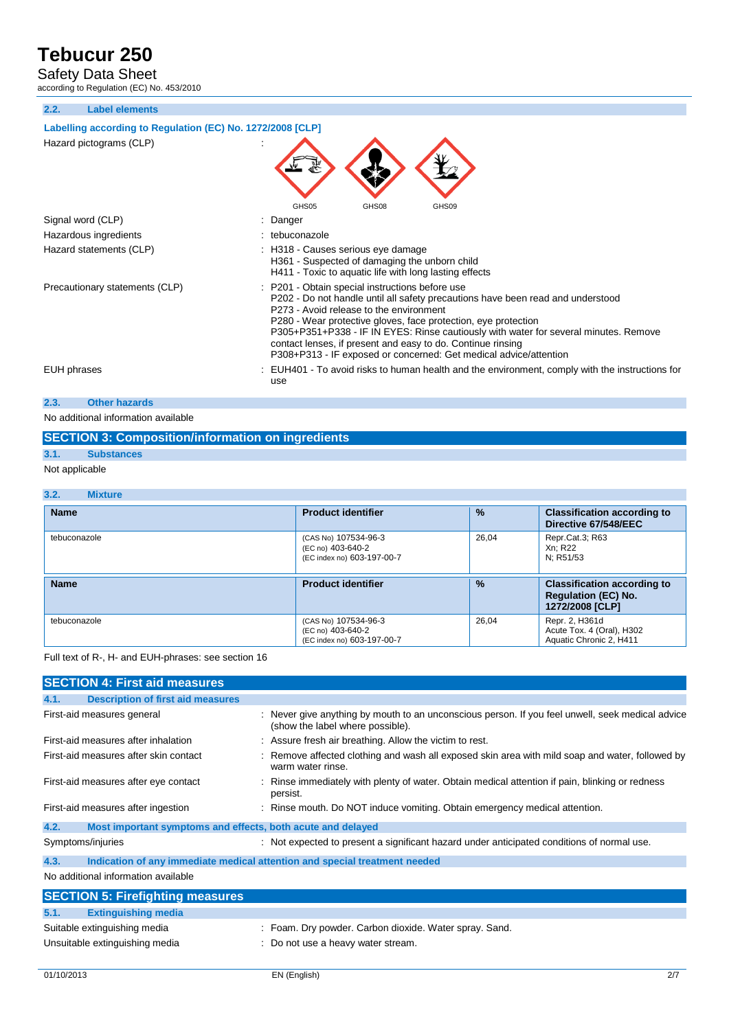### 2.2. Label elements

**Labelling according to Regulation (EC) No. 1272/2008 [CLP]**

| | |
|---|---|
| Hazard pictograms (CLP) | : GHS05 GHS08 GHS09 |
| Signal word (CLP) | : Danger |
| Hazardous ingredients | : tebuconazole |
| Hazard statements (CLP) | : H318 - Causes serious eye damage<br>H361 - Suspected of damaging the unborn child<br>H411 - Toxic to aquatic life with long lasting effects |
| Precautionary statements (CLP) | : P201 - Obtain special instructions before use<br>P202 - Do not handle until all safety precautions have been read and understood<br>P273 - Avoid release to the environment<br>P280 - Wear protective gloves, face protection, eye protection<br>P305+P351+P338 - IF IN EYES: Rinse cautiously with water for several minutes. Remove contact lenses, if present and easy to do. Continue rinsing<br>P308+P313 - IF exposed or concerned: Get medical advice/attention |
| EUH phrases | : EUH401 - To avoid risks to human health and the environment, comply with the instructions for use |

### 2.3. Other hazards

No additional information available

## SECTION 3: Composition/information on ingredients

### 3.1. Substances

Not applicable

### 3.2. Mixture

| Name | Product identifier | % | Classification according to Directive 67/548/EEC |
|---|---|---|---|
| tebuconazole | (CAS No) 107534-96-3<br>(EC no) 403-640-2<br>(EC index no) 603-197-00-7 | 26,04 | Repr.Cat.3; R63<br>Xn; R22<br>N; R51/53 |

| Name | Product identifier | % | Classification according to Regulation (EC) No. 1272/2008 [CLP] |
|---|---|---|---|
| tebuconazole | (CAS No) 107534-96-3<br>(EC no) 403-640-2<br>(EC index no) 603-197-00-7 | 26,04 | Repr. 2, H361d<br>Acute Tox. 4 (Oral), H302<br>Aquatic Chronic 2, H411 |

Full text of R-, H- and EUH-phrases: see section 16

## SECTION 4: First aid measures

### 4.1. Description of first aid measures

| | |
|---|---|
| First-aid measures general | : Never give anything by mouth to an unconscious person. If you feel unwell, seek medical advice (show the label where possible). |
| First-aid measures after inhalation | : Assure fresh air breathing. Allow the victim to rest. |
| First-aid measures after skin contact | : Remove affected clothing and wash all exposed skin area with mild soap and water, followed by warm water rinse. |
| First-aid measures after eye contact | : Rinse immediately with plenty of water. Obtain medical attention if pain, blinking or redness persist. |
| First-aid measures after ingestion | : Rinse mouth. Do NOT induce vomiting. Obtain emergency medical attention. |

### 4.2. Most important symptoms and effects, both acute and delayed

Symptoms/injuries : Not expected to present a significant hazard under anticipated conditions of normal use.

### 4.3. Indication of any immediate medical attention and special treatment needed

No additional information available

## SECTION 5: Firefighting measures

### 5.1. Extinguishing media

| | |
|---|---|
| Suitable extinguishing media | : Foam. Dry powder. Carbon dioxide. Water spray. Sand. |
| Unsuitable extinguishing media | : Do not use a heavy water stream. |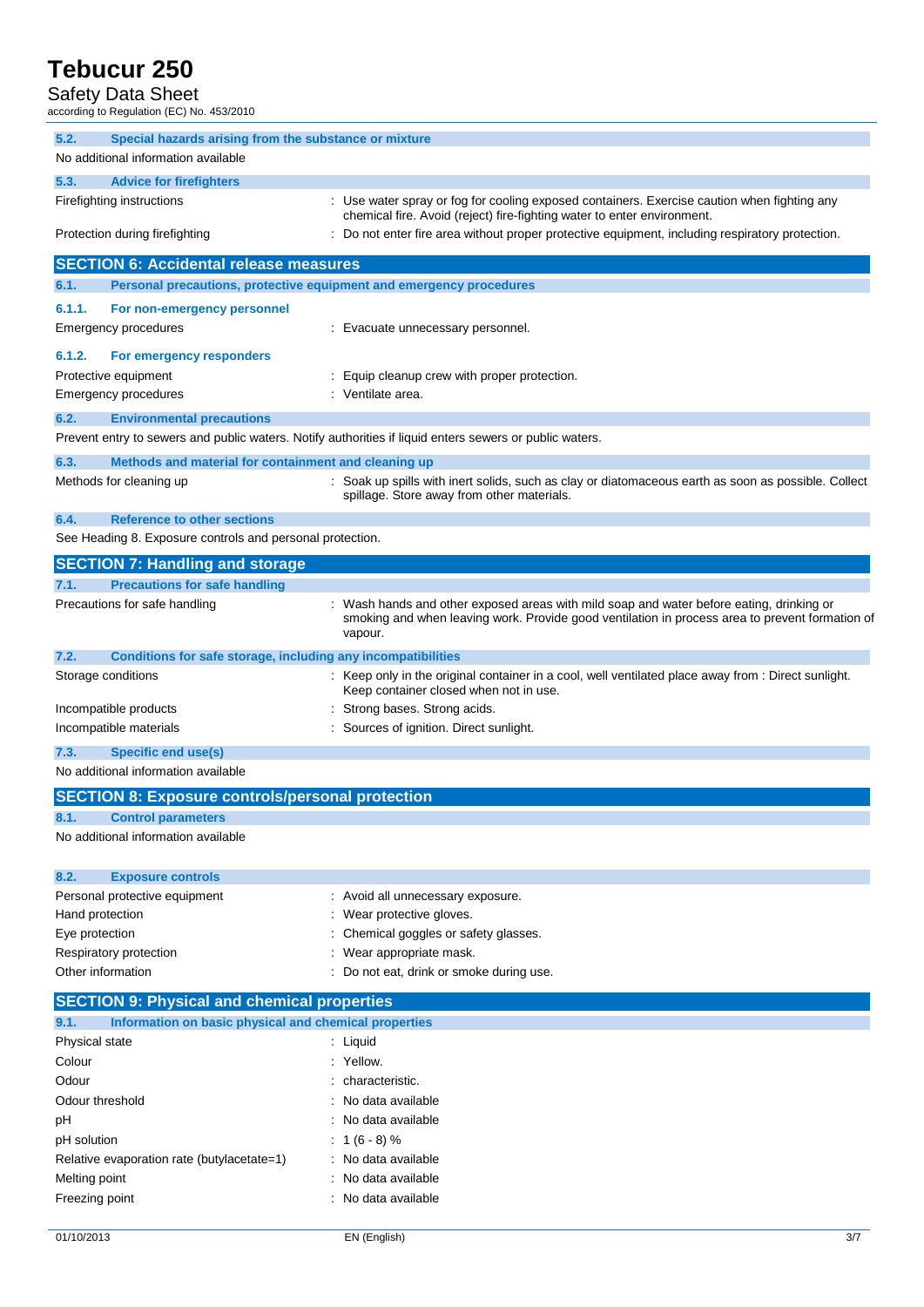### 5.2. Special hazards arising from the substance or mixture

No additional information available

### 5.3. Advice for firefighters

| | |
|---|---|
| Firefighting instructions | : Use water spray or fog for cooling exposed containers. Exercise caution when fighting any chemical fire. Avoid (reject) fire-fighting water to enter environment. |
| Protection during firefighting | : Do not enter fire area without proper protective equipment, including respiratory protection. |

## SECTION 6: Accidental release measures

### 6.1. Personal precautions, protective equipment and emergency procedures

#### 6.1.1. For non-emergency personnel

| | |
|---|---|
| Emergency procedures | : Evacuate unnecessary personnel. |

#### 6.1.2. For emergency responders

| | |
|---|---|
| Protective equipment | : Equip cleanup crew with proper protection. |
| Emergency procedures | : Ventilate area. |

### 6.2. Environmental precautions

Prevent entry to sewers and public waters. Notify authorities if liquid enters sewers or public waters.

### 6.3. Methods and material for containment and cleaning up

| | |
|---|---|
| Methods for cleaning up | : Soak up spills with inert solids, such as clay or diatomaceous earth as soon as possible. Collect spillage. Store away from other materials. |

### 6.4. Reference to other sections

See Heading 8. Exposure controls and personal protection.

## SECTION 7: Handling and storage

### 7.1. Precautions for safe handling

| | |
|---|---|
| Precautions for safe handling | : Wash hands and other exposed areas with mild soap and water before eating, drinking or smoking and when leaving work. Provide good ventilation in process area to prevent formation of vapour. |

### 7.2. Conditions for safe storage, including any incompatibilities

| | |
|---|---|
| Storage conditions | : Keep only in the original container in a cool, well ventilated place away from : Direct sunlight. Keep container closed when not in use. |
| Incompatible products | : Strong bases. Strong acids. |
| Incompatible materials | : Sources of ignition. Direct sunlight. |

### 7.3. Specific end use(s)

No additional information available

## SECTION 8: Exposure controls/personal protection

### 8.1. Control parameters

No additional information available

### 8.2. Exposure controls

| | |
|---|---|
| Personal protective equipment | : Avoid all unnecessary exposure. |
| Hand protection | : Wear protective gloves. |
| Eye protection | : Chemical goggles or safety glasses. |
| Respiratory protection | : Wear appropriate mask. |
| Other information | : Do not eat, drink or smoke during use. |

## SECTION 9: Physical and chemical properties

### 9.1. Information on basic physical and chemical properties

| | |
|---|---|
| Physical state | : Liquid |
| Colour | : Yellow. |
| Odour | : characteristic. |
| Odour threshold | : No data available |
| pH | : No data available |
| pH solution | : 1 (6 - 8) % |
| Relative evaporation rate (butylacetate=1) | : No data available |
| Melting point | : No data available |
| Freezing point | : No data available |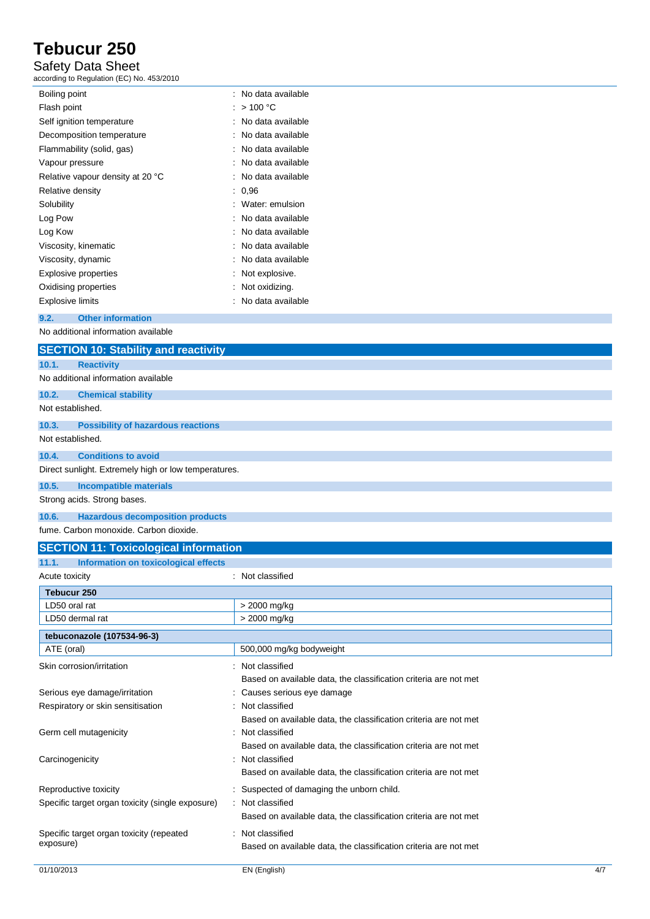| | |
|---|---|
| Boiling point | : No data available |
| Flash point | : > 100 °C |
| Self ignition temperature | : No data available |
| Decomposition temperature | : No data available |
| Flammability (solid, gas) | : No data available |
| Vapour pressure | : No data available |
| Relative vapour density at 20 °C | : No data available |
| Relative density | : 0,96 |
| Solubility | : Water: emulsion |
| Log Pow | : No data available |
| Log Kow | : No data available |
| Viscosity, kinematic | : No data available |
| Viscosity, dynamic | : No data available |
| Explosive properties | : Not explosive. |
| Oxidising properties | : Not oxidizing. |
| Explosive limits | : No data available |

### 9.2. Other information

No additional information available

## SECTION 10: Stability and reactivity

### 10.1. Reactivity

No additional information available

### 10.2. Chemical stability

Not established.

### 10.3. Possibility of hazardous reactions

Not established.

### 10.4. Conditions to avoid

Direct sunlight. Extremely high or low temperatures.

### 10.5. Incompatible materials

Strong acids. Strong bases.

### 10.6. Hazardous decomposition products

fume. Carbon monoxide. Carbon dioxide.

## SECTION 11: Toxicological information

### 11.1. Information on toxicological effects

Acute toxicity : Not classified

| Tebucur 250 | |
|---|---|
| LD50 oral rat | > 2000 mg/kg |
| LD50 dermal rat | > 2000 mg/kg |

| tebuconazole (107534-96-3) | |
|---|---|
| ATE (oral) | 500,000 mg/kg bodyweight |

| | |
|---|---|
| Skin corrosion/irritation | : Not classified<br>Based on available data, the classification criteria are not met |
| Serious eye damage/irritation | : Causes serious eye damage |
| Respiratory or skin sensitisation | : Not classified<br>Based on available data, the classification criteria are not met |
| Germ cell mutagenicity | : Not classified<br>Based on available data, the classification criteria are not met |
| Carcinogenicity | : Not classified<br>Based on available data, the classification criteria are not met |
| Reproductive toxicity | : Suspected of damaging the unborn child. |
| Specific target organ toxicity (single exposure) | : Not classified<br>Based on available data, the classification criteria are not met |
| Specific target organ toxicity (repeated exposure) | : Not classified<br>Based on available data, the classification criteria are not met |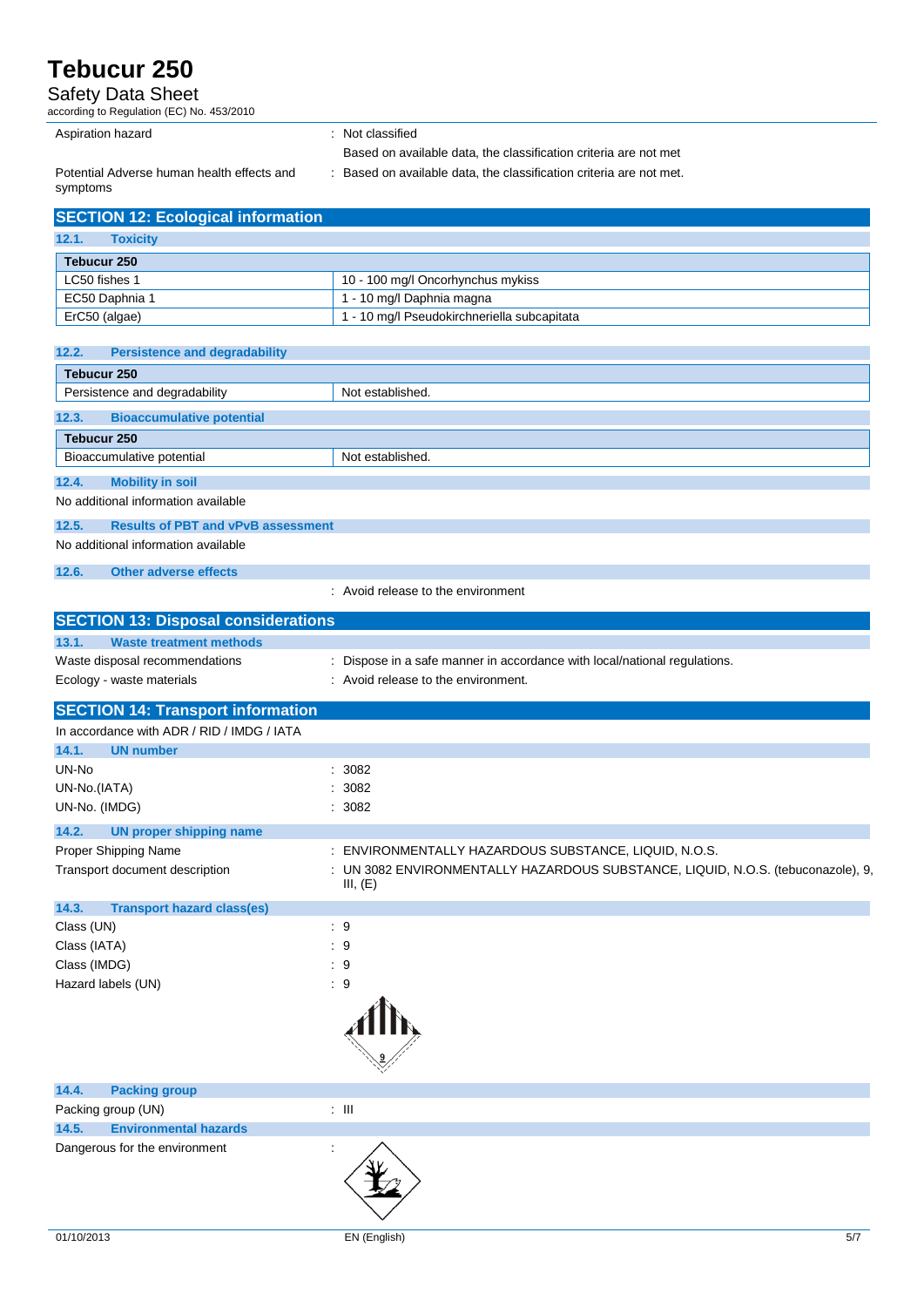| | |
|---|---|
| Aspiration hazard | : Not classified<br>Based on available data, the classification criteria are not met |
| Potential Adverse human health effects and symptoms | : Based on available data, the classification criteria are not met. |

## SECTION 12: Ecological information

### 12.1. Toxicity

| Tebucur 250 | |
|---|---|
| LC50 fishes 1 | 10 - 100 mg/l Oncorhynchus mykiss |
| EC50 Daphnia 1 | 1 - 10 mg/l Daphnia magna |
| ErC50 (algae) | 1 - 10 mg/l Pseudokirchneriella subcapitata |

### 12.2. Persistence and degradability

| Tebucur 250 | |
|---|---|
| Persistence and degradability | Not established. |

### 12.3. Bioaccumulative potential

| Tebucur 250 | |
|---|---|
| Bioaccumulative potential | Not established. |

### 12.4. Mobility in soil

No additional information available

### 12.5. Results of PBT and vPvB assessment

No additional information available

### 12.6. Other adverse effects

: Avoid release to the environment

## SECTION 13: Disposal considerations

### 13.1. Waste treatment methods

| | |
|---|---|
| Waste disposal recommendations | : Dispose in a safe manner in accordance with local/national regulations. |
| Ecology - waste materials | : Avoid release to the environment. |

## SECTION 14: Transport information

In accordance with ADR / RID / IMDG / IATA

### 14.1. UN number

| | |
|---|---|
| UN-No | : 3082 |
| UN-No.(IATA) | : 3082 |
| UN-No. (IMDG) | : 3082 |

### 14.2. UN proper shipping name

| | |
|---|---|
| Proper Shipping Name | : ENVIRONMENTALLY HAZARDOUS SUBSTANCE, LIQUID, N.O.S. |
| Transport document description | : UN 3082 ENVIRONMENTALLY HAZARDOUS SUBSTANCE, LIQUID, N.O.S. (tebuconazole), 9, III, (E) |

### 14.3. Transport hazard class(es)

| | |
|---|---|
| Class (UN) | : 9 |
| Class (IATA) | : 9 |
| Class (IMDG) | : 9 |
| Hazard labels (UN) | : 9 |

### 14.4. Packing group

| | |
|---|---|
| Packing group (UN) | : III |

### 14.5. Environmental hazards

| | |
|---|---|
| Dangerous for the environment | : |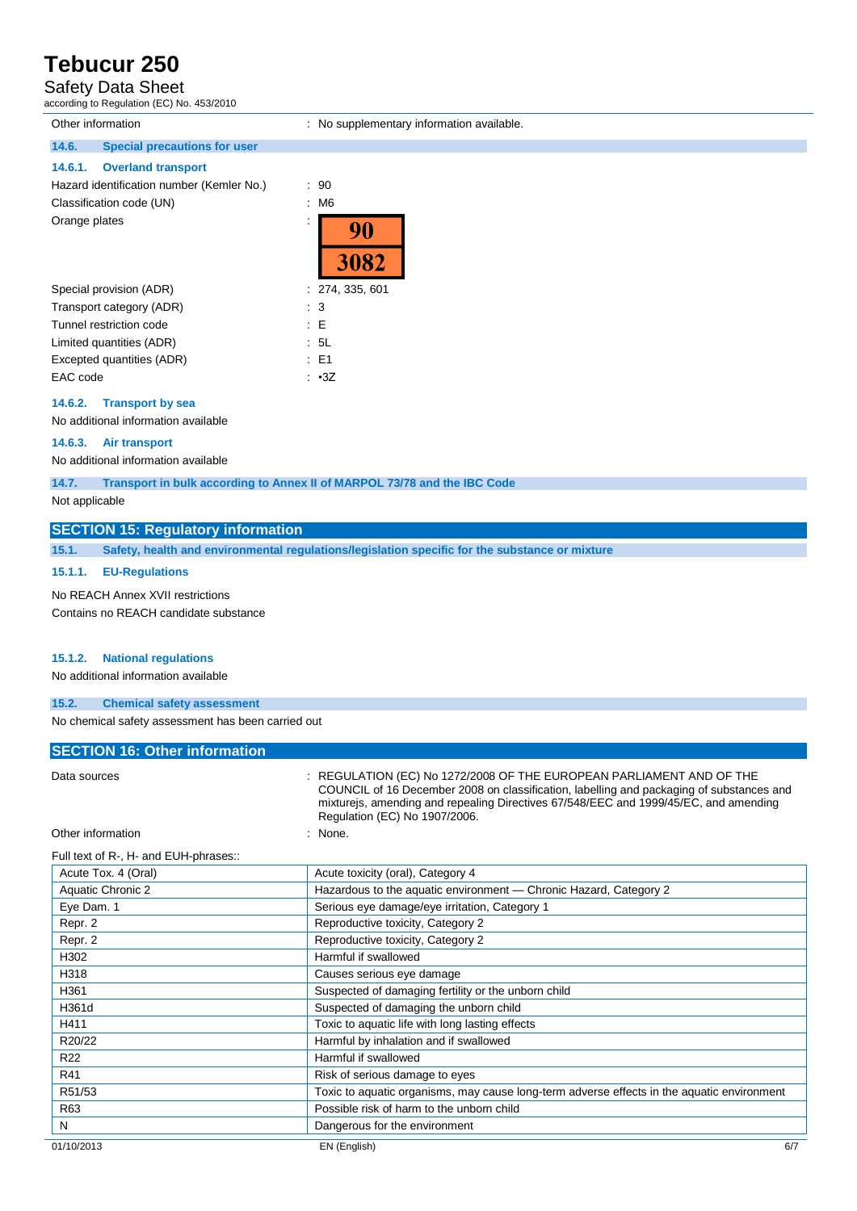| | |
|---|---|
| Other information | : No supplementary information available. |

### 14.6. Special precautions for user

#### 14.6.1. Overland transport

| | |
|---|---|
| Hazard identification number (Kemler No.) | : 90 |
| Classification code (UN) | : M6 |
| Orange plates | : 90 / 3082 |
| Special provision (ADR) | : 274, 335, 601 |
| Transport category (ADR) | : 3 |
| Tunnel restriction code | : E |
| Limited quantities (ADR) | : 5L |
| Excepted quantities (ADR) | : E1 |
| EAC code | : •3Z |

#### 14.6.2. Transport by sea

No additional information available

#### 14.6.3. Air transport

No additional information available

### 14.7. Transport in bulk according to Annex II of MARPOL 73/78 and the IBC Code

Not applicable

## SECTION 15: Regulatory information

### 15.1. Safety, health and environmental regulations/legislation specific for the substance or mixture

#### 15.1.1. EU-Regulations

No REACH Annex XVII restrictions

Contains no REACH candidate substance

#### 15.1.2. National regulations

No additional information available

### 15.2. Chemical safety assessment

No chemical safety assessment has been carried out

## SECTION 16: Other information

| | |
|---|---|
| Data sources | : REGULATION (EC) No 1272/2008 OF THE EUROPEAN PARLIAMENT AND OF THE COUNCIL of 16 December 2008 on classification, labelling and packaging of substances and mixturejs, amending and repealing Directives 67/548/EEC and 1999/45/EC, and amending Regulation (EC) No 1907/2006. |
| Other information | : None. |

Full text of R-, H- and EUH-phrases::

| | |
|---|---|
| Acute Tox. 4 (Oral) | Acute toxicity (oral), Category 4 |
| Aquatic Chronic 2 | Hazardous to the aquatic environment — Chronic Hazard, Category 2 |
| Eye Dam. 1 | Serious eye damage/eye irritation, Category 1 |
| Repr. 2 | Reproductive toxicity, Category 2 |
| Repr. 2 | Reproductive toxicity, Category 2 |
| H302 | Harmful if swallowed |
| H318 | Causes serious eye damage |
| H361 | Suspected of damaging fertility or the unborn child |
| H361d | Suspected of damaging the unborn child |
| H411 | Toxic to aquatic life with long lasting effects |
| R20/22 | Harmful by inhalation and if swallowed |
| R22 | Harmful if swallowed |
| R41 | Risk of serious damage to eyes |
| R51/53 | Toxic to aquatic organisms, may cause long-term adverse effects in the aquatic environment |
| R63 | Possible risk of harm to the unborn child |
| N | Dangerous for the environment |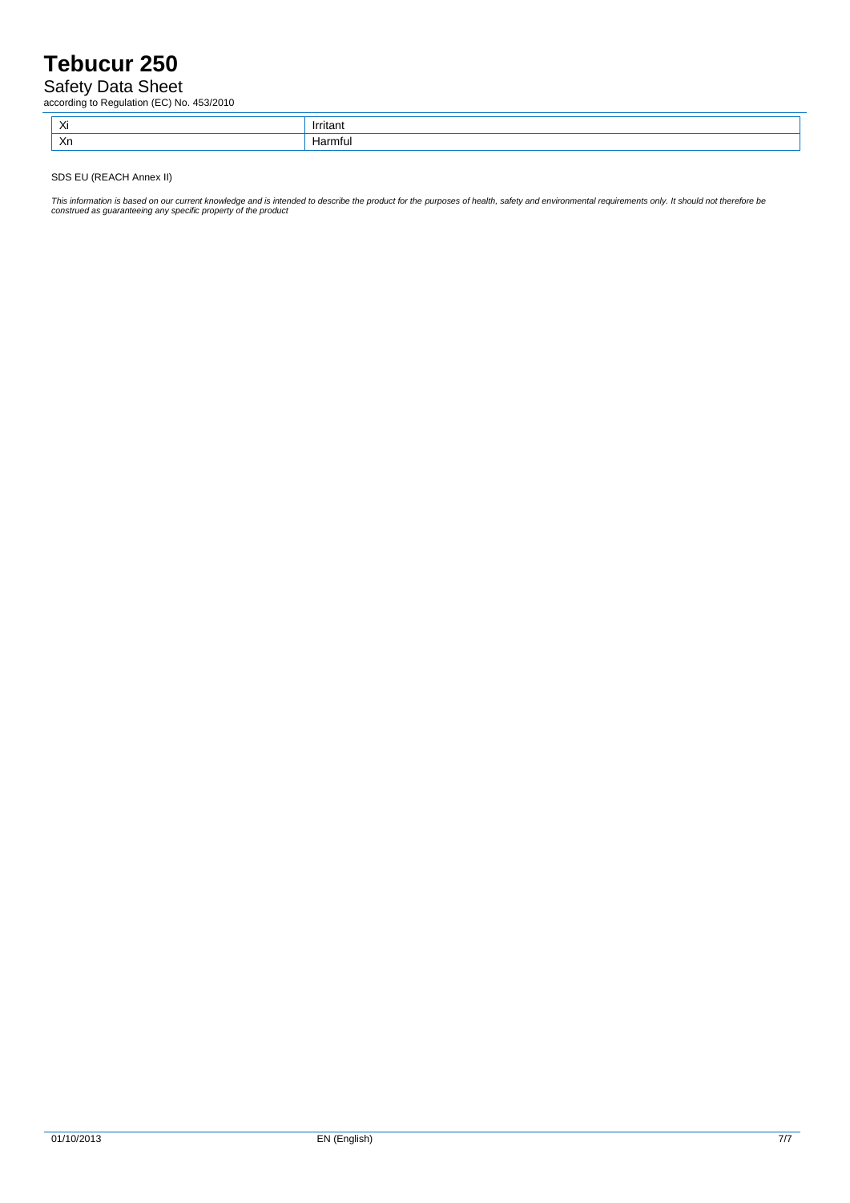| | |
|---|---|
| Xi | Irritant |
| Xn | Harmful |

SDS EU (REACH Annex II)

*This information is based on our current knowledge and is intended to describe the product for the purposes of health, safety and environmental requirements only. It should not therefore be construed as guaranteeing any specific property of the product*